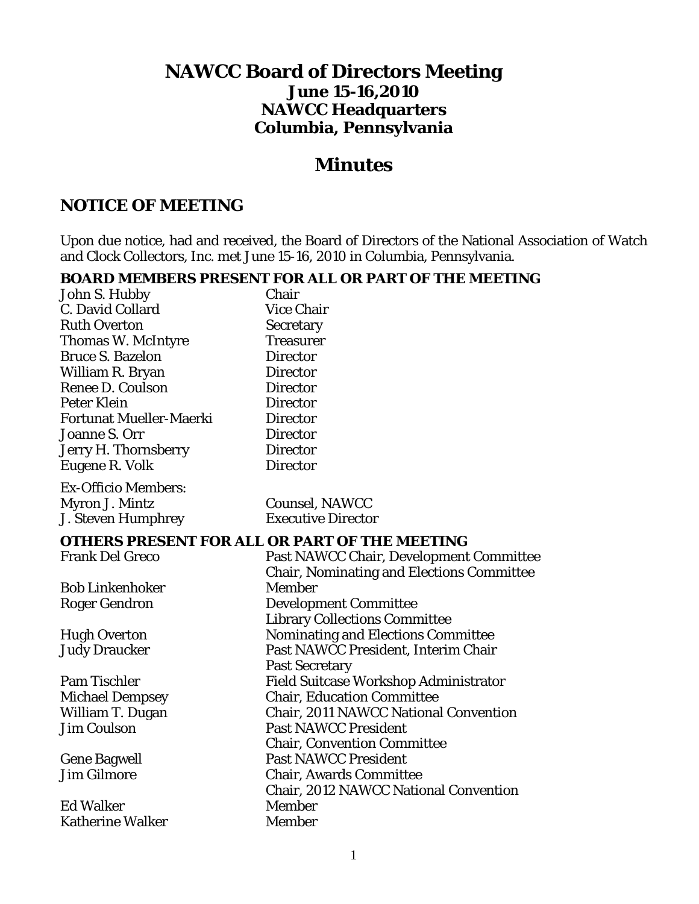# NAWCC Board of Directors Meeting

## June 15-16,2010

## NAWCC Headquarters

## Columbia, Pennsylvania

# Minutes

## NOTICE OF MEETING

Upon due notice, had and received, the Board of Directors of the National Association of Watch and Clock Collectors, Inc. met June 15-16, 2010 in Columbia, Pennsylvania.

### BOARD MEMBERS PRESENT FOR ALL OR PART OF THE MEETING

| | |
|---|---|
| John S. Hubby | Chair |
| C. David Collard | Vice Chair |
| Ruth Overton | Secretary |
| Thomas W. McIntyre | Treasurer |
| Bruce S. Bazelon | Director |
| William R. Bryan | Director |
| Renee D. Coulson | Director |
| Peter Klein | Director |
| Fortunat Mueller-Maerki | Director |
| Joanne S. Orr | Director |
| Jerry H. Thornsberry | Director |
| Eugene R. Volk | Director |

Ex-Officio Members:

| | |
|---|---|
| Myron J. Mintz | Counsel, NAWCC |
| J. Steven Humphrey | Executive Director |

### OTHERS PRESENT FOR ALL OR PART OF THE MEETING

| | |
|---|---|
| Frank Del Greco | Past NAWCC Chair, Development Committee<br>Chair, Nominating and Elections Committee |
| Bob Linkenhoker | Member |
| Roger Gendron | Development Committee<br>Library Collections Committee |
| Hugh Overton | Nominating and Elections Committee |
| Judy Draucker | Past NAWCC President, Interim Chair<br>Past Secretary |
| Pam Tischler | Field Suitcase Workshop Administrator |
| Michael Dempsey | Chair, Education Committee |
| William T. Dugan | Chair, 2011 NAWCC National Convention |
| Jim Coulson | Past NAWCC President<br>Chair, Convention Committee |
| Gene Bagwell | Past NAWCC President |
| Jim Gilmore | Chair, Awards Committee<br>Chair, 2012 NAWCC National Convention |
| Ed Walker | Member |
| Katherine Walker | Member |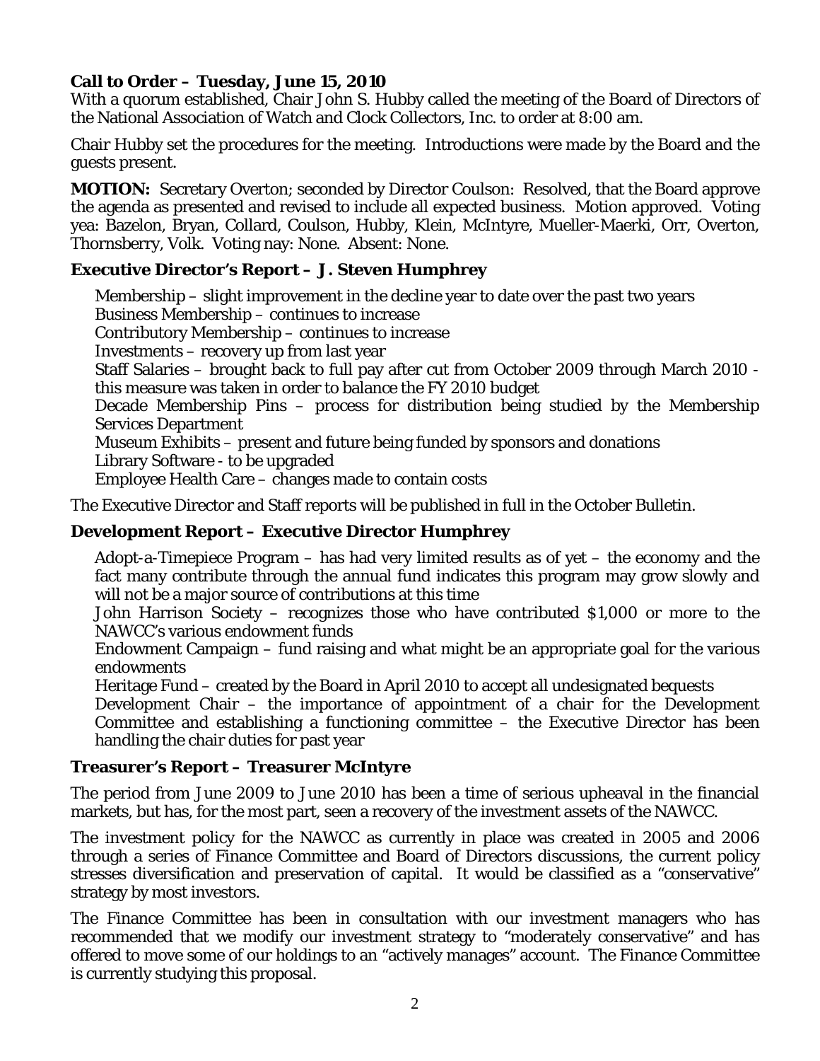### Call to Order – Tuesday, June 15, 2010

With a quorum established, Chair John S. Hubby called the meeting of the Board of Directors of the National Association of Watch and Clock Collectors, Inc. to order at 8:00 am.

Chair Hubby set the procedures for the meeting. Introductions were made by the Board and the guests present.

**MOTION:** Secretary Overton; seconded by Director Coulson: Resolved, that the Board approve the agenda as presented and revised to include all expected business. Motion approved. Voting yea: Bazelon, Bryan, Collard, Coulson, Hubby, Klein, McIntyre, Mueller-Maerki, Orr, Overton, Thornsberry, Volk. Voting nay: None. Absent: None.

### Executive Director's Report – J. Steven Humphrey

Membership – slight improvement in the decline year to date over the past two years
Business Membership – continues to increase
Contributory Membership – continues to increase
Investments – recovery up from last year
Staff Salaries – brought back to full pay after cut from October 2009 through March 2010 - this measure was taken in order to balance the FY 2010 budget
Decade Membership Pins – process for distribution being studied by the Membership Services Department
Museum Exhibits – present and future being funded by sponsors and donations
Library Software - to be upgraded
Employee Health Care – changes made to contain costs

The Executive Director and Staff reports will be published in full in the October Bulletin.

### Development Report – Executive Director Humphrey

Adopt-a-Timepiece Program – has had very limited results as of yet – the economy and the fact many contribute through the annual fund indicates this program may grow slowly and will not be a major source of contributions at this time
John Harrison Society – recognizes those who have contributed $1,000 or more to the NAWCC's various endowment funds
Endowment Campaign – fund raising and what might be an appropriate goal for the various endowments
Heritage Fund – created by the Board in April 2010 to accept all undesignated bequests
Development Chair – the importance of appointment of a chair for the Development Committee and establishing a functioning committee – the Executive Director has been handling the chair duties for past year

### Treasurer's Report – Treasurer McIntyre

The period from June 2009 to June 2010 has been a time of serious upheaval in the financial markets, but has, for the most part, seen a recovery of the investment assets of the NAWCC.

The investment policy for the NAWCC as currently in place was created in 2005 and 2006 through a series of Finance Committee and Board of Directors discussions, the current policy stresses diversification and preservation of capital. It would be classified as a "conservative" strategy by most investors.

The Finance Committee has been in consultation with our investment managers who has recommended that we modify our investment strategy to "moderately conservative" and has offered to move some of our holdings to an "actively manages" account. The Finance Committee is currently studying this proposal.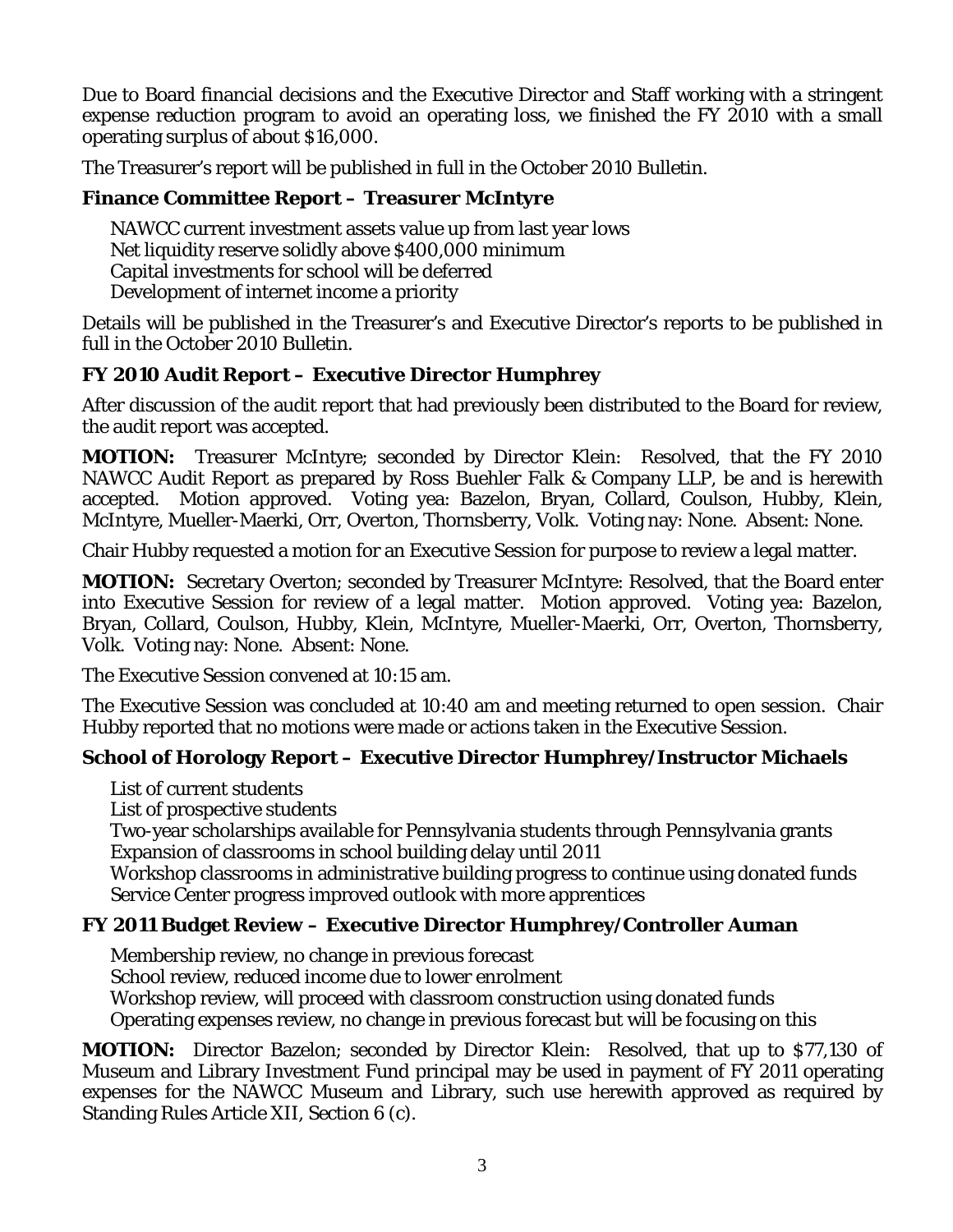Due to Board financial decisions and the Executive Director and Staff working with a stringent expense reduction program to avoid an operating loss, we finished the FY 2010 with a small operating surplus of about $16,000.

The Treasurer's report will be published in full in the October 2010 Bulletin.

### Finance Committee Report – Treasurer McIntyre

- NAWCC current investment assets value up from last year lows
- Net liquidity reserve solidly above $400,000 minimum
- Capital investments for school will be deferred
- Development of internet income a priority

Details will be published in the Treasurer's and Executive Director's reports to be published in full in the October 2010 Bulletin.

### FY 2010 Audit Report – Executive Director Humphrey

After discussion of the audit report that had previously been distributed to the Board for review, the audit report was accepted.

**MOTION:** Treasurer McIntyre; seconded by Director Klein: Resolved, that the FY 2010 NAWCC Audit Report as prepared by Ross Buehler Falk & Company LLP, be and is herewith accepted. Motion approved. Voting yea: Bazelon, Bryan, Collard, Coulson, Hubby, Klein, McIntyre, Mueller-Maerki, Orr, Overton, Thornsberry, Volk. Voting nay: None. Absent: None.

Chair Hubby requested a motion for an Executive Session for purpose to review a legal matter.

**MOTION:** Secretary Overton; seconded by Treasurer McIntyre: Resolved, that the Board enter into Executive Session for review of a legal matter. Motion approved. Voting yea: Bazelon, Bryan, Collard, Coulson, Hubby, Klein, McIntyre, Mueller-Maerki, Orr, Overton, Thornsberry, Volk. Voting nay: None. Absent: None.

The Executive Session convened at 10:15 am.

The Executive Session was concluded at 10:40 am and meeting returned to open session. Chair Hubby reported that no motions were made or actions taken in the Executive Session.

### School of Horology Report – Executive Director Humphrey/Instructor Michaels

- List of current students
- List of prospective students
- Two-year scholarships available for Pennsylvania students through Pennsylvania grants
- Expansion of classrooms in school building delay until 2011
- Workshop classrooms in administrative building progress to continue using donated funds
- Service Center progress improved outlook with more apprentices

### FY 2011 Budget Review – Executive Director Humphrey/Controller Auman

- Membership review, no change in previous forecast
- School review, reduced income due to lower enrolment
- Workshop review, will proceed with classroom construction using donated funds
- Operating expenses review, no change in previous forecast but will be focusing on this

**MOTION:** Director Bazelon; seconded by Director Klein: Resolved, that up to $77,130 of Museum and Library Investment Fund principal may be used in payment of FY 2011 operating expenses for the NAWCC Museum and Library, such use herewith approved as required by Standing Rules Article XII, Section 6 (c).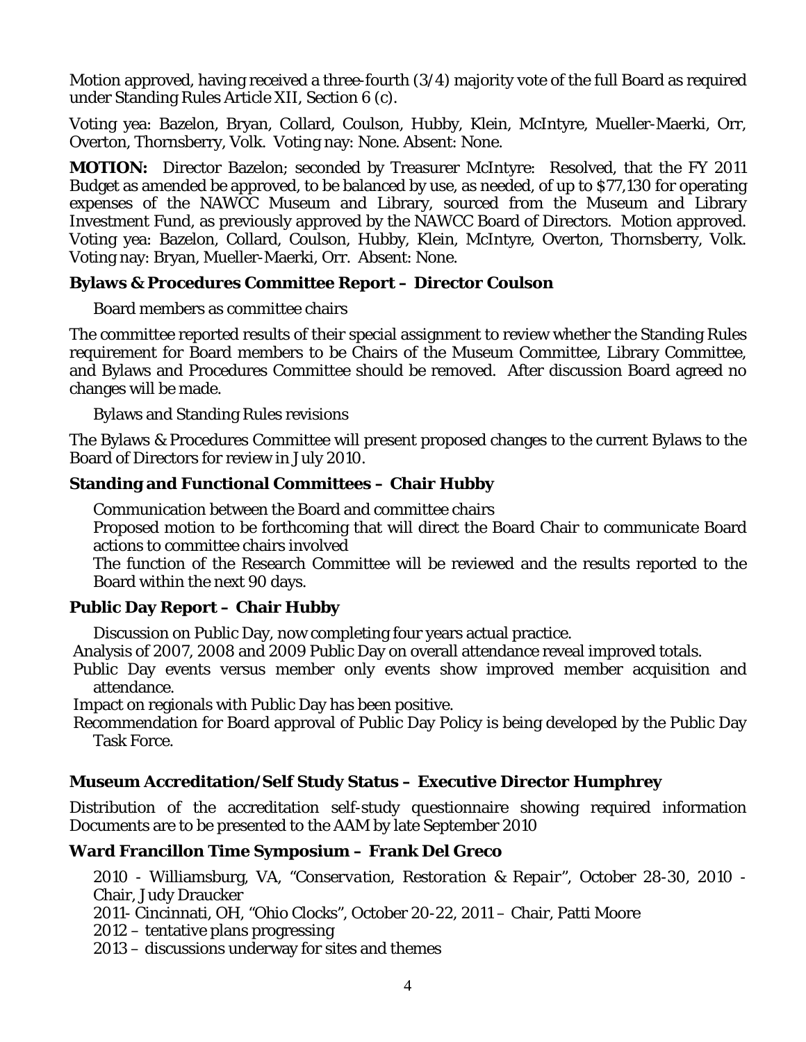Motion approved, having received a three-fourth (3/4) majority vote of the full Board as required under Standing Rules Article XII, Section 6 (c).

Voting yea: Bazelon, Bryan, Collard, Coulson, Hubby, Klein, McIntyre, Mueller-Maerki, Orr, Overton, Thornsberry, Volk. Voting nay: None. Absent: None.

**MOTION:** Director Bazelon; seconded by Treasurer McIntyre: Resolved, that the FY 2011 Budget as amended be approved, to be balanced by use, as needed, of up to $77,130 for operating expenses of the NAWCC Museum and Library, sourced from the Museum and Library Investment Fund, as previously approved by the NAWCC Board of Directors. Motion approved. Voting yea: Bazelon, Collard, Coulson, Hubby, Klein, McIntyre, Overton, Thornsberry, Volk. Voting nay: Bryan, Mueller-Maerki, Orr. Absent: None.

### Bylaws & Procedures Committee Report – Director Coulson

Board members as committee chairs

The committee reported results of their special assignment to review whether the Standing Rules requirement for Board members to be Chairs of the Museum Committee, Library Committee, and Bylaws and Procedures Committee should be removed. After discussion Board agreed no changes will be made.

Bylaws and Standing Rules revisions

The Bylaws & Procedures Committee will present proposed changes to the current Bylaws to the Board of Directors for review in July 2010.

### Standing and Functional Committees – Chair Hubby

Communication between the Board and committee chairs

Proposed motion to be forthcoming that will direct the Board Chair to communicate Board actions to committee chairs involved

The function of the Research Committee will be reviewed and the results reported to the Board within the next 90 days.

### Public Day Report – Chair Hubby

Discussion on Public Day, now completing four years actual practice.

Analysis of 2007, 2008 and 2009 Public Day on overall attendance reveal improved totals.

Public Day events versus member only events show improved member acquisition and attendance.

Impact on regionals with Public Day has been positive.

Recommendation for Board approval of Public Day Policy is being developed by the Public Day Task Force.

### Museum Accreditation/Self Study Status – Executive Director Humphrey

Distribution of the accreditation self-study questionnaire showing required information Documents are to be presented to the AAM by late September 2010

### Ward Francillon Time Symposium – Frank Del Greco

2010 - Williamsburg, VA, "*Conservation, Restoration & Repair*", October 28-30, 2010 - Chair, Judy Draucker

2011- Cincinnati, OH, "Ohio Clocks", October 20-22, 2011 – Chair, Patti Moore

2012 – tentative plans progressing

2013 – discussions underway for sites and themes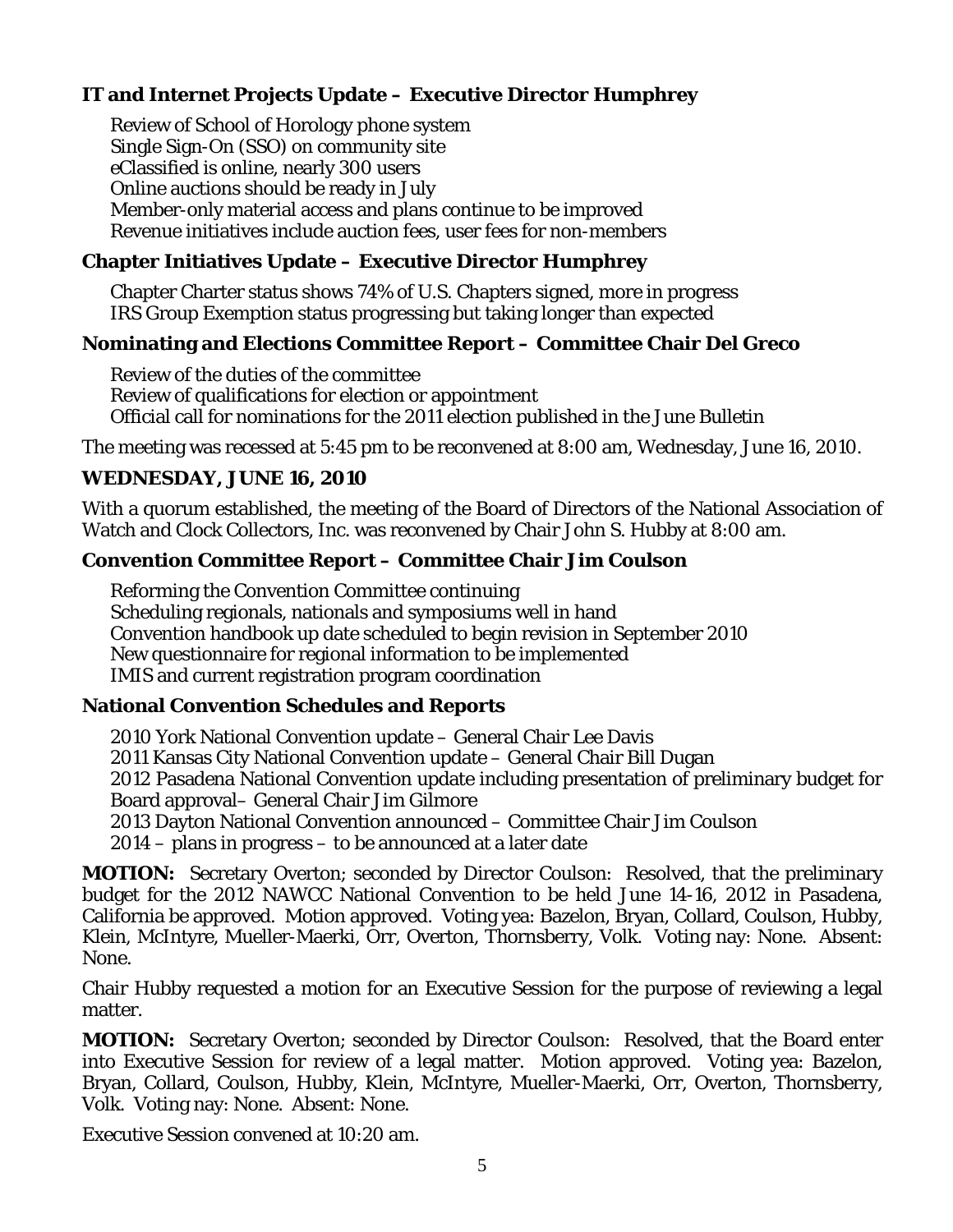**IT and Internet Projects Update – Executive Director Humphrey**

Review of School of Horology phone system
Single Sign-On (SSO) on community site
eClassified is online, nearly 300 users
Online auctions should be ready in July
Member-only material access and plans continue to be improved
Revenue initiatives include auction fees, user fees for non-members

**Chapter Initiatives Update – Executive Director Humphrey**

Chapter Charter status shows 74% of U.S. Chapters signed, more in progress
IRS Group Exemption status progressing but taking longer than expected

**Nominating and Elections Committee Report – Committee Chair Del Greco**

Review of the duties of the committee
Review of qualifications for election or appointment
Official call for nominations for the 2011 election published in the June Bulletin

The meeting was recessed at 5:45 pm to be reconvened at 8:00 am, Wednesday, June 16, 2010.

**WEDNESDAY, JUNE 16, 2010**

With a quorum established, the meeting of the Board of Directors of the National Association of Watch and Clock Collectors, Inc. was reconvened by Chair John S. Hubby at 8:00 am.

**Convention Committee Report – Committee Chair Jim Coulson**

Reforming the Convention Committee continuing
Scheduling regionals, nationals and symposiums well in hand
Convention handbook up date scheduled to begin revision in September 2010
New questionnaire for regional information to be implemented
IMIS and current registration program coordination

**National Convention Schedules and Reports**

2010 York National Convention update – General Chair Lee Davis
2011 Kansas City National Convention update – General Chair Bill Dugan
2012 Pasadena National Convention update including presentation of preliminary budget for Board approval– General Chair Jim Gilmore
2013 Dayton National Convention announced – Committee Chair Jim Coulson
2014 – plans in progress – to be announced at a later date

**MOTION:** Secretary Overton; seconded by Director Coulson: Resolved, that the preliminary budget for the 2012 NAWCC National Convention to be held June 14-16, 2012 in Pasadena, California be approved. Motion approved. Voting yea: Bazelon, Bryan, Collard, Coulson, Hubby, Klein, McIntyre, Mueller-Maerki, Orr, Overton, Thornsberry, Volk. Voting nay: None. Absent: None.

Chair Hubby requested a motion for an Executive Session for the purpose of reviewing a legal matter.

**MOTION:** Secretary Overton; seconded by Director Coulson: Resolved, that the Board enter into Executive Session for review of a legal matter. Motion approved. Voting yea: Bazelon, Bryan, Collard, Coulson, Hubby, Klein, McIntyre, Mueller-Maerki, Orr, Overton, Thornsberry, Volk. Voting nay: None. Absent: None.

Executive Session convened at 10:20 am.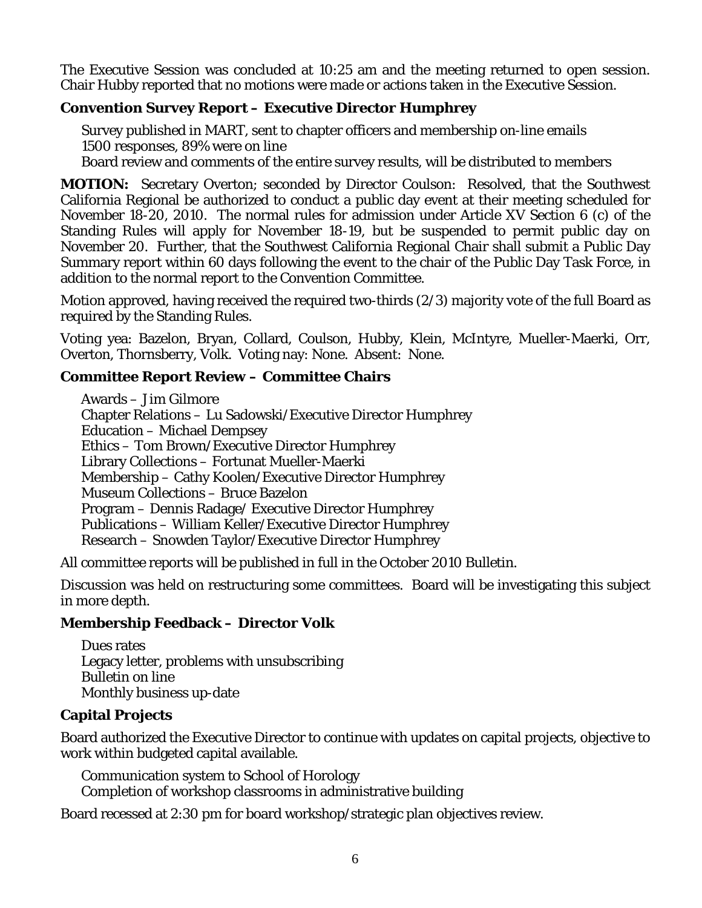The Executive Session was concluded at 10:25 am and the meeting returned to open session. Chair Hubby reported that no motions were made or actions taken in the Executive Session.

**Convention Survey Report – Executive Director Humphrey**

Survey published in MART, sent to chapter officers and membership on-line emails
1500 responses, 89% were on line
Board review and comments of the entire survey results, will be distributed to members

**MOTION:** Secretary Overton; seconded by Director Coulson: Resolved, that the Southwest California Regional be authorized to conduct a public day event at their meeting scheduled for November 18-20, 2010. The normal rules for admission under Article XV Section 6 (c) of the Standing Rules will apply for November 18-19, but be suspended to permit public day on November 20. Further, that the Southwest California Regional Chair shall submit a Public Day Summary report within 60 days following the event to the chair of the Public Day Task Force, in addition to the normal report to the Convention Committee.

Motion approved, having received the required two-thirds (2/3) majority vote of the full Board as required by the Standing Rules.

Voting yea: Bazelon, Bryan, Collard, Coulson, Hubby, Klein, McIntyre, Mueller-Maerki, Orr, Overton, Thornsberry, Volk. Voting nay: None. Absent: None.

**Committee Report Review – Committee Chairs**

Awards – Jim Gilmore
Chapter Relations – Lu Sadowski/Executive Director Humphrey
Education – Michael Dempsey
Ethics – Tom Brown/Executive Director Humphrey
Library Collections – Fortunat Mueller-Maerki
Membership – Cathy Koolen/Executive Director Humphrey
Museum Collections – Bruce Bazelon
Program – Dennis Radage/ Executive Director Humphrey
Publications – William Keller/Executive Director Humphrey
Research – Snowden Taylor/Executive Director Humphrey

All committee reports will be published in full in the October 2010 Bulletin.

Discussion was held on restructuring some committees. Board will be investigating this subject in more depth.

**Membership Feedback – Director Volk**

Dues rates
Legacy letter, problems with unsubscribing
Bulletin on line
Monthly business up-date

**Capital Projects**

Board authorized the Executive Director to continue with updates on capital projects, objective to work within budgeted capital available.

Communication system to School of Horology
Completion of workshop classrooms in administrative building

Board recessed at 2:30 pm for board workshop/strategic plan objectives review.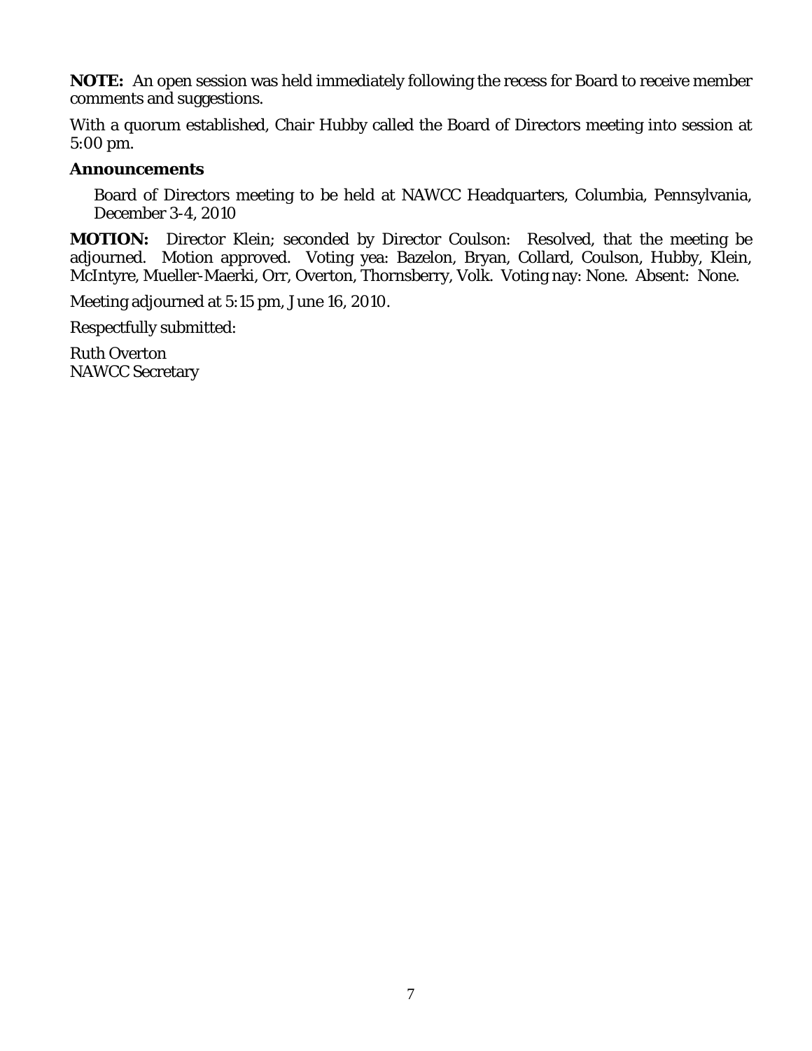**NOTE:** An open session was held immediately following the recess for Board to receive member comments and suggestions.

With a quorum established, Chair Hubby called the Board of Directors meeting into session at 5:00 pm.

### Announcements

Board of Directors meeting to be held at NAWCC Headquarters, Columbia, Pennsylvania, December 3-4, 2010

**MOTION:** Director Klein; seconded by Director Coulson: Resolved, that the meeting be adjourned. Motion approved. Voting yea: Bazelon, Bryan, Collard, Coulson, Hubby, Klein, McIntyre, Mueller-Maerki, Orr, Overton, Thornsberry, Volk. Voting nay: None. Absent: None.

Meeting adjourned at 5:15 pm, June 16, 2010.

Respectfully submitted:

Ruth Overton  
NAWCC Secretary